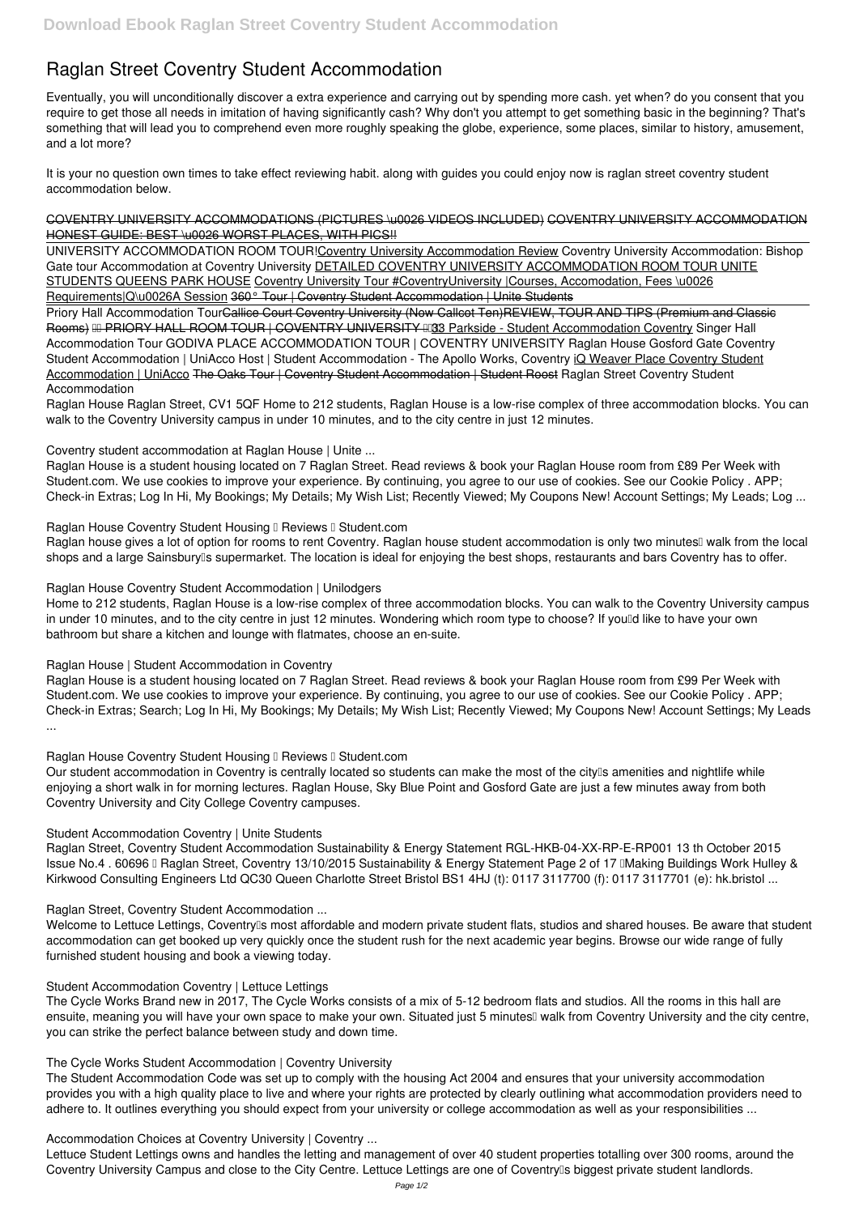# Raglan Street Coventry Student Accommodation

Eventually, you will unconditionally discover a extra experience and carrying out by spending more cash. yet when? do you consent that you require to get those all needs in imitation of having significantly cash? Why don't you attempt to get something basic in the beginning? That's something that will lead you to comprehend even more roughly speaking the globe, experience, some places, similar to history, amusement, and a lot more?

It is your no question own times to take effect reviewing habit. along with guides you could enjoy now is **raglan street coventry student accommodation** below.

~~COVENTRY UNIVERSITY ACCOMMODATIONS (PICTURES \u0026 VIDEOS INCLUDED)~~ ~~COVENTRY UNIVERSITY ACCOMMODATION HONEST GUIDE: BEST \u0026 WORST PLACES, WITH PICS!!~~

UNIVERSITY ACCOMMODATION ROOM TOUR!Coventry University Accommodation Review *Coventry University Accommodation: Bishop Gate tour* *Accommodation at Coventry University* DETAILED COVENTRY UNIVERSITY ACCOMMODATION ROOM TOUR UNITE STUDENTS QUEENS PARK HOUSE Coventry University Tour #CoventryUniversity |Courses, Accomodation, Fees \u0026 Requirements|Q\u0026A Session ~~360° Tour | Coventry Student Accommodation | Unite Students~~

Priory Hall Accommodation Tour~~Callice Court Coventry University (New Callcot Ten)REVIEW, TOUR AND TIPS (Premium and Classic Rooms)~~ ~~PRIORY HALL ROOM TOUR | COVENTRY UNIVERSITY~~ 33 Parkside - Student Accommodation Coventry *Singer Hall Accommodation Tour* *GODIVA PLACE ACCOMMODATION TOUR | COVENTRY UNIVERSITY* *Raglan House* *Gosford Gate Coventry Student Accommodation | UniAcco* *Host | Student Accommodation - The Apollo Works, Coventry* iQ Weaver Place Coventry Student Accommodation | UniAcco ~~The Oaks Tour | Coventry Student Accommodation | Student Roost~~ *Raglan Street Coventry Student Accommodation*

Raglan House Raglan Street, CV1 5QF Home to 212 students, Raglan House is a low-rise complex of three accommodation blocks. You can walk to the Coventry University campus in under 10 minutes, and to the city centre in just 12 minutes.

*Coventry student accommodation at Raglan House | Unite ...*

Raglan House is a student housing located on 7 Raglan Street. Read reviews & book your Raglan House room from £89 Per Week with Student.com. We use cookies to improve your experience. By continuing, you agree to our use of cookies. See our Cookie Policy . APP; Check-in Extras; Log In Hi, My Bookings; My Details; My Wish List; Recently Viewed; My Coupons New! Account Settings; My Leads; Log ...

*Raglan House Coventry Student Housing – Reviews – Student.com*

Raglan house gives a lot of option for rooms to rent Coventry. Raglan house student accommodation is only two minutes' walk from the local shops and a large Sainsbury's supermarket. The location is ideal for enjoying the best shops, restaurants and bars Coventry has to offer.

*Raglan House Coventry Student Accommodation | Unilodgers*

Home to 212 students, Raglan House is a low-rise complex of three accommodation blocks. You can walk to the Coventry University campus in under 10 minutes, and to the city centre in just 12 minutes. Wondering which room type to choose? If you'd like to have your own bathroom but share a kitchen and lounge with flatmates, choose an en-suite.

*Raglan House | Student Accommodation in Coventry*

Raglan House is a student housing located on 7 Raglan Street. Read reviews & book your Raglan House room from £99 Per Week with Student.com. We use cookies to improve your experience. By continuing, you agree to our use of cookies. See our Cookie Policy . APP; Check-in Extras; Search; Log In Hi, My Bookings; My Details; My Wish List; Recently Viewed; My Coupons New! Account Settings; My Leads ...

*Raglan House Coventry Student Housing – Reviews – Student.com*

Our student accommodation in Coventry is centrally located so students can make the most of the city's amenities and nightlife while enjoying a short walk in for morning lectures. Raglan House, Sky Blue Point and Gosford Gate are just a few minutes away from both Coventry University and City College Coventry campuses.

*Student Accommodation Coventry | Unite Students*

Raglan Street, Coventry Student Accommodation Sustainability & Energy Statement RGL-HKB-04-XX-RP-E-RP001 13 th October 2015 Issue No.4 . 60696 – Raglan Street, Coventry 13/10/2015 Sustainability & Energy Statement Page 2 of 17 'Making Buildings Work Hulley & Kirkwood Consulting Engineers Ltd QC30 Queen Charlotte Street Bristol BS1 4HJ (t): 0117 3117700 (f): 0117 3117701 (e): hk.bristol ...

*Raglan Street, Coventry Student Accommodation ...*

Welcome to Lettuce Lettings, Coventry's most affordable and modern private student flats, studios and shared houses. Be aware that student accommodation can get booked up very quickly once the student rush for the next academic year begins. Browse our wide range of fully furnished student housing and book a viewing today.

*Student Accommodation Coventry | Lettuce Lettings*

The Cycle Works Brand new in 2017, The Cycle Works consists of a mix of 5-12 bedroom flats and studios. All the rooms in this hall are ensuite, meaning you will have your own space to make your own. Situated just 5 minutes' walk from Coventry University and the city centre, you can strike the perfect balance between study and down time.

*The Cycle Works Student Accommodation | Coventry University*

The Student Accommodation Code was set up to comply with the housing Act 2004 and ensures that your university accommodation provides you with a high quality place to live and where your rights are protected by clearly outlining what accommodation providers need to adhere to. It outlines everything you should expect from your university or college accommodation as well as your responsibilities ...

*Accommodation Choices at Coventry University | Coventry ...*

Lettuce Student Lettings owns and handles the letting and management of over 40 student properties totalling over 300 rooms, around the Coventry University Campus and close to the City Centre. Lettuce Lettings are one of Coventry's biggest private student landlords.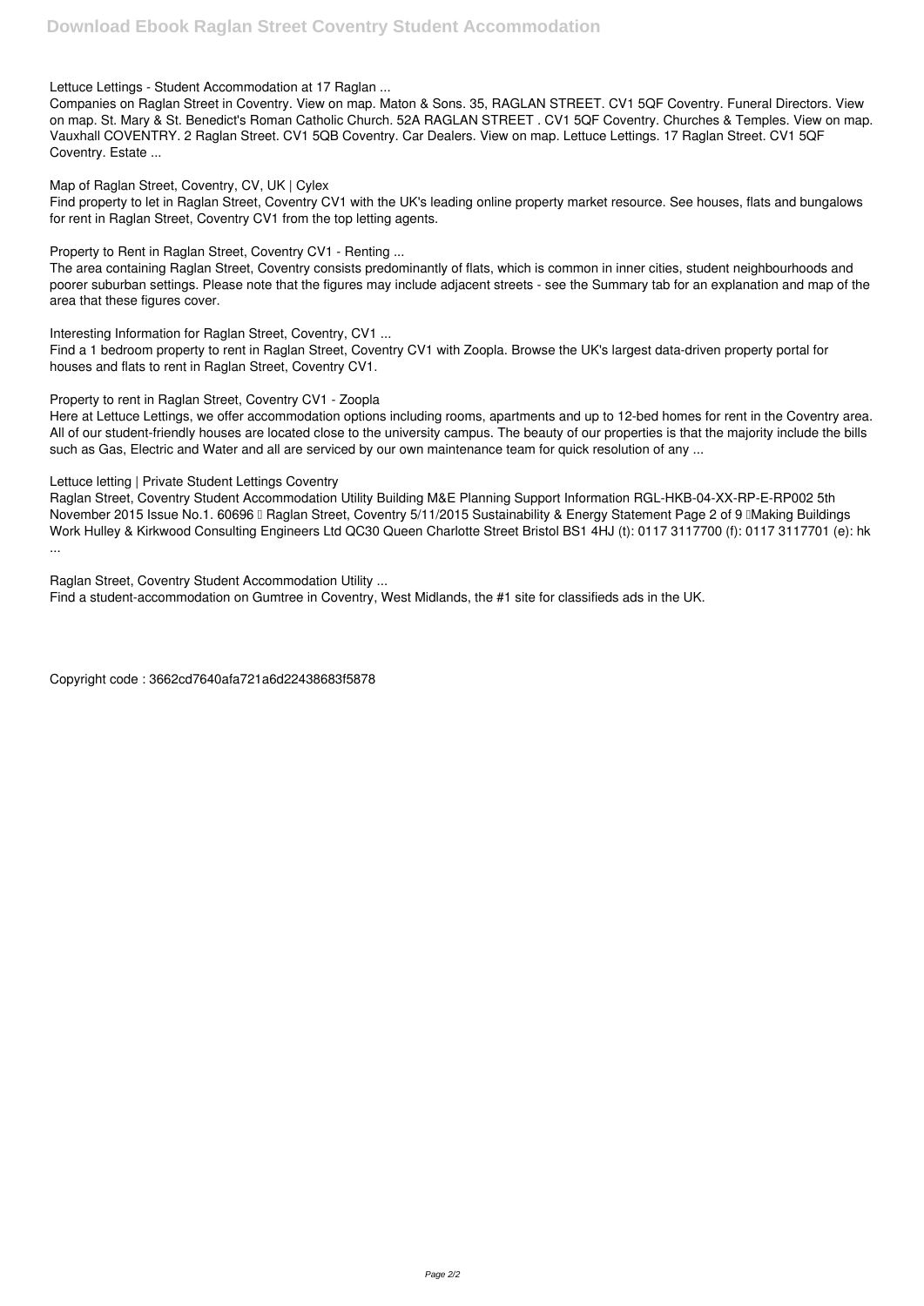Lettuce Lettings - Student Accommodation at 17 Raglan ...

Companies on Raglan Street in Coventry. View on map. Maton & Sons. 35, RAGLAN STREET. CV1 5QF Coventry. Funeral Directors. View on map. St. Mary & St. Benedict's Roman Catholic Church. 52A RAGLAN STREET . CV1 5QF Coventry. Churches & Temples. View on map. Vauxhall COVENTRY. 2 Raglan Street. CV1 5QB Coventry. Car Dealers. View on map. Lettuce Lettings. 17 Raglan Street. CV1 5QF Coventry. Estate ...

Map of Raglan Street, Coventry, CV, UK | Cylex

Find property to let in Raglan Street, Coventry CV1 with the UK's leading online property market resource. See houses, flats and bungalows for rent in Raglan Street, Coventry CV1 from the top letting agents.

Property to Rent in Raglan Street, Coventry CV1 - Renting ...

The area containing Raglan Street, Coventry consists predominantly of flats, which is common in inner cities, student neighbourhoods and poorer suburban settings. Please note that the figures may include adjacent streets - see the Summary tab for an explanation and map of the area that these figures cover.

Interesting Information for Raglan Street, Coventry, CV1 ...

Find a 1 bedroom property to rent in Raglan Street, Coventry CV1 with Zoopla. Browse the UK's largest data-driven property portal for houses and flats to rent in Raglan Street, Coventry CV1.

Property to rent in Raglan Street, Coventry CV1 - Zoopla

Here at Lettuce Lettings, we offer accommodation options including rooms, apartments and up to 12-bed homes for rent in the Coventry area. All of our student-friendly houses are located close to the university campus. The beauty of our properties is that the majority include the bills such as Gas, Electric and Water and all are serviced by our own maintenance team for quick resolution of any ...

Lettuce letting | Private Student Lettings Coventry

Raglan Street, Coventry Student Accommodation Utility Building M&E Planning Support Information RGL-HKB-04-XX-RP-E-RP002 5th November 2015 Issue No.1. 60696 – Raglan Street, Coventry 5/11/2015 Sustainability & Energy Statement Page 2 of 9 "Making Buildings Work Hulley & Kirkwood Consulting Engineers Ltd QC30 Queen Charlotte Street Bristol BS1 4HJ (t): 0117 3117700 (f): 0117 3117701 (e): hk ...

Raglan Street, Coventry Student Accommodation Utility ...

Find a student-accommodation on Gumtree in Coventry, West Midlands, the #1 site for classifieds ads in the UK.

Copyright code : 3662cd7640afa721a6d22438683f5878